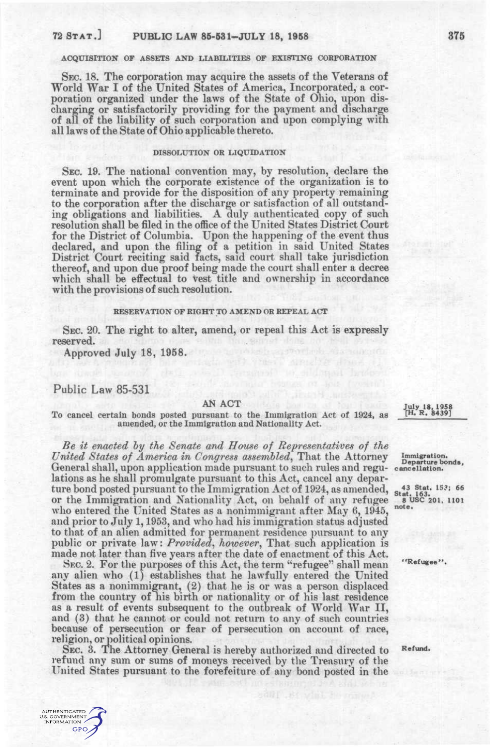ACQUISITION OF ASSETS AND LIABILITIES OF EXISTING CORPORATION

SEC. 18. The corporation may acquire the assets of the Veterans of World War I of the United States of America, Incorporated, a corporation organized under the laws of the State of Ohio, upon discharging or satisfactorily providing for the payment and discharge of all of the liability of such corporation and upon complying with all laws of the State of Ohio applicable thereto.

DISSOLUTION OR LIQUIDATION

SEC. 19. The national convention may, by resolution, declare the event upon which the corporate existence of the organization is to terminate and provide for the disposition of any property remaining to the corporation after the discharge or satisfaction of all outstanding obligations and liabilities. A duly authenticated copy of such resolution shall be filed in the office of the United States District Court for the District of Columbia. Upon the happening of the event thus declared, and upon the filing of a petition in said United States District Court reciting said facts, said court shall take jurisdiction thereof, and upon due proof being made the court shall enter a decree which shall be effectual to vest title and ownership in accordance with the provisions of such resolution.

RESERVATION OF RIGHT TO AMEND OR REPEAL ACT

SEC. 20. The right to alter, amend, or repeal this Act is expressly reserved.

Approved July 18, 1958.

## Public Law 85-531

AN ACT

To cancel certain bonds posted pursuant to the Immigration Act of 1924, as amended, or the Immigration and Nationality Act.

July 18, 1958 [H. R. 8439]

*Be it enacted by the Senate and House of Representatives of the United States of America in Congress assembled*, That the Attorney General shall, upon application made pursuant to such rules and regulations as he shall promulgate pursuant to this Act, cancel any departure bond posted pursuant to the Immigration Act of 1924, as amended, or the Immigration and Nationality Act, on behalf of any refugee who entered the United States as a nonimmigrant after May 6, 1945, and prior to July 1, 1953, and who had his immigration status adjusted to that of an alien admitted for permanent residence pursuant to any public or private law: *Provided, however*, That such application is made not later than five years after the date of enactment of this Act.

Immigration. Departure bonds, cancellation.

43 Stat. 153; 66 Stat. 163. 8 USC 201, 1101 note.

SEC. 2. For the purposes of this Act, the term "refugee" shall mean any alien who (1) establishes that he lawfully entered the United States as a nonimmigrant, (2) that he is or was a person displaced from the country of his birth or nationality or of his last residence as a result of events subsequent to the outbreak of World War II, and (3) that he cannot or could not return to any of such countries because of persecution or fear of persecution on account of race, religion, or political opinions.

"Refugee".

SEC. 3. The Attorney General is hereby authorized and directed to refund any sum or sums of moneys received by the Treasury of the United States pursuant to the forefeiture of any bond posted in the

Refund.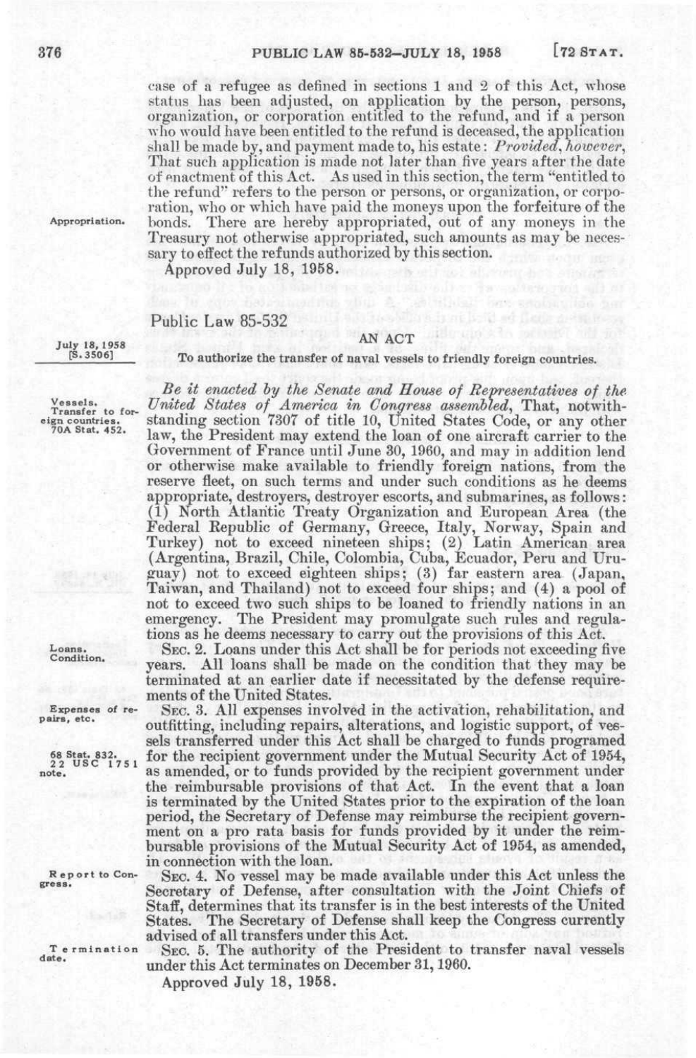case of a refugee as defined in sections 1 and 2 of this Act, whose status has been adjusted, on application by the person, persons, organization, or corporation entitled to the refund, and if a person who would have been entitled to the refund is deceased, the application shall be made by, and payment made to, his estate: *Provided, however*, That such application is made not later than five years after the date of enactment of this Act. As used in this section, the term "entitled to the refund" refers to the person or persons, or organization, or corporation, who or which have paid the moneys upon the forfeiture of the bonds. There are hereby appropriated, out of any moneys in the Treasury not otherwise appropriated, such amounts as may be necessary to effect the refunds authorized by this section.

Appropriation.

Approved July 18, 1958.

## Public Law 85-532

July 18, 1958
[S. 3506]

### AN ACT

To authorize the transfer of naval vessels to friendly foreign countries.

Vessels. Transfer to foreign countries. 70A Stat. 452.

*Be it enacted by the Senate and House of Representatives of the United States of America in Congress assembled*, That, notwithstanding section 7307 of title 10, United States Code, or any other law, the President may extend the loan of one aircraft carrier to the Government of France until June 30, 1960, and may in addition lend or otherwise make available to friendly foreign nations, from the reserve fleet, on such terms and under such conditions as he deems appropriate, destroyers, destroyer escorts, and submarines, as follows: (1) North Atlantic Treaty Organization and European Area (the Federal Republic of Germany, Greece, Italy, Norway, Spain and Turkey) not to exceed nineteen ships; (2) Latin American area (Argentina, Brazil, Chile, Colombia, Cuba, Ecuador, Peru and Uruguay) not to exceed eighteen ships; (3) far eastern area (Japan, Taiwan, and Thailand) not to exceed four ships; and (4) a pool of not to exceed two such ships to be loaned to friendly nations in an emergency. The President may promulgate such rules and regulations as he deems necessary to carry out the provisions of this Act.

Loans. Condition.

SEC. 2. Loans under this Act shall be for periods not exceeding five years. All loans shall be made on the condition that they may be terminated at an earlier date if necessitated by the defense requirements of the United States.

Expenses of repairs, etc.

68 Stat. 832. 22 USC 1751 note.

SEC. 3. All expenses involved in the activation, rehabilitation, and outfitting, including repairs, alterations, and logistic support, of vessels transferred under this Act shall be charged to funds programed for the recipient government under the Mutual Security Act of 1954, as amended, or to funds provided by the recipient government under the reimbursable provisions of that Act. In the event that a loan is terminated by the United States prior to the expiration of the loan period, the Secretary of Defense may reimburse the recipient government on a pro rata basis for funds provided by it under the reimbursable provisions of the Mutual Security Act of 1954, as amended, in connection with the loan.

Report to Congress.

SEC. 4. No vessel may be made available under this Act unless the Secretary of Defense, after consultation with the Joint Chiefs of Staff, determines that its transfer is in the best interests of the United States. The Secretary of Defense shall keep the Congress currently advised of all transfers under this Act.

Termination date.

SEC. 5. The authority of the President to transfer naval vessels under this Act terminates on December 31, 1960.

Approved July 18, 1958.